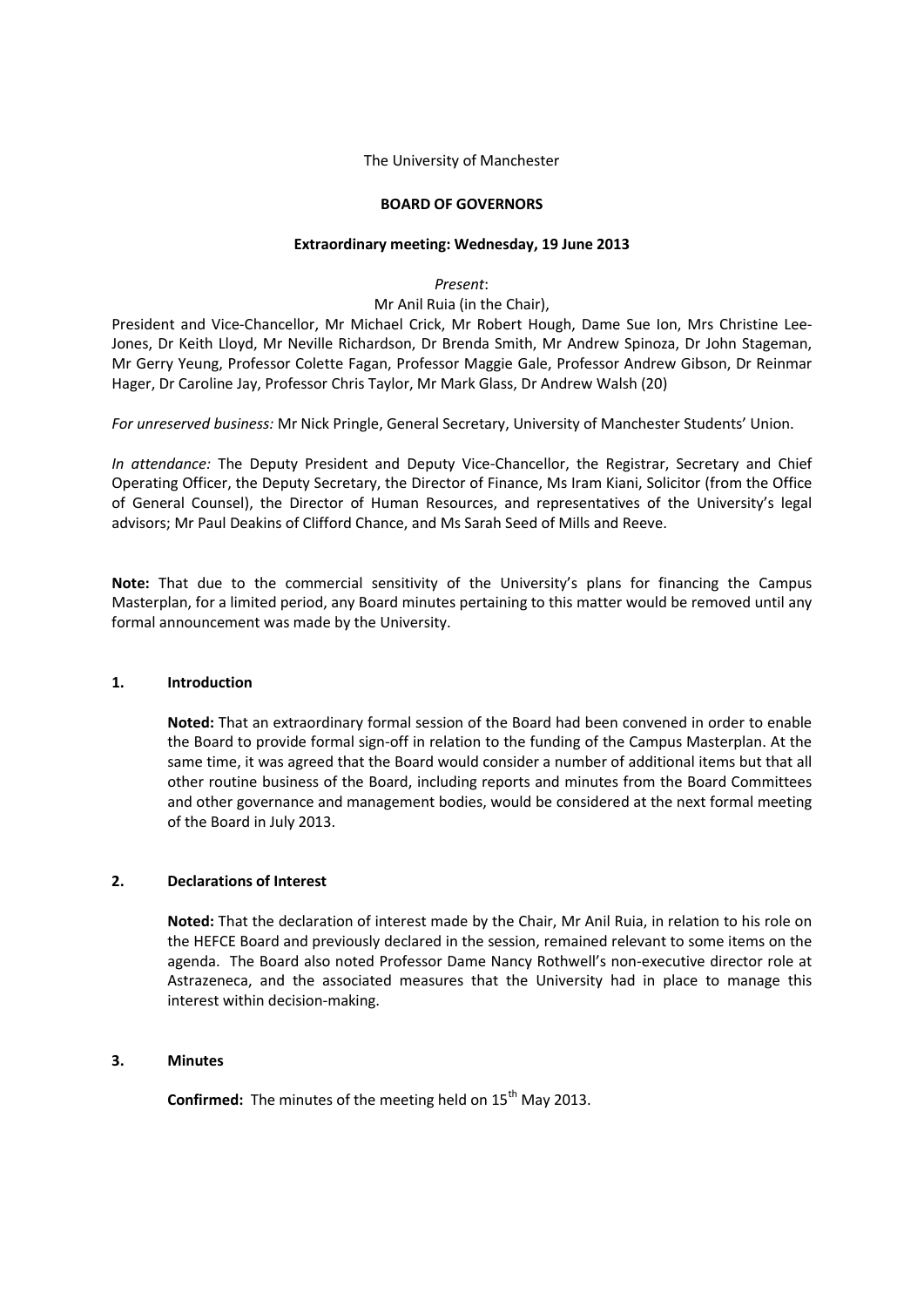The University of Manchester

**BOARD OF GOVERNORS**

**Extraordinary meeting: Wednesday, 19 June 2013**

*Present*:

Mr Anil Ruia (in the Chair),

President and Vice-Chancellor, Mr Michael Crick, Mr Robert Hough, Dame Sue Ion, Mrs Christine Lee-Jones, Dr Keith Lloyd, Mr Neville Richardson, Dr Brenda Smith, Mr Andrew Spinoza, Dr John Stageman, Mr Gerry Yeung, Professor Colette Fagan, Professor Maggie Gale, Professor Andrew Gibson, Dr Reinmar Hager, Dr Caroline Jay, Professor Chris Taylor, Mr Mark Glass, Dr Andrew Walsh (20)

*For unreserved business:* Mr Nick Pringle, General Secretary, University of Manchester Students' Union.

*In attendance:* The Deputy President and Deputy Vice-Chancellor, the Registrar, Secretary and Chief Operating Officer, the Deputy Secretary, the Director of Finance, Ms Iram Kiani, Solicitor (from the Office of General Counsel), the Director of Human Resources, and representatives of the University's legal advisors; Mr Paul Deakins of Clifford Chance, and Ms Sarah Seed of Mills and Reeve.

**Note:** That due to the commercial sensitivity of the University's plans for financing the Campus Masterplan, for a limited period, any Board minutes pertaining to this matter would be removed until any formal announcement was made by the University.

## 1. Introduction

**Noted:** That an extraordinary formal session of the Board had been convened in order to enable the Board to provide formal sign-off in relation to the funding of the Campus Masterplan. At the same time, it was agreed that the Board would consider a number of additional items but that all other routine business of the Board, including reports and minutes from the Board Committees and other governance and management bodies, would be considered at the next formal meeting of the Board in July 2013.

## 2. Declarations of Interest

**Noted:** That the declaration of interest made by the Chair, Mr Anil Ruia, in relation to his role on the HEFCE Board and previously declared in the session, remained relevant to some items on the agenda. The Board also noted Professor Dame Nancy Rothwell's non-executive director role at Astrazeneca, and the associated measures that the University had in place to manage this interest within decision-making.

## 3. Minutes

**Confirmed:** The minutes of the meeting held on 15th May 2013.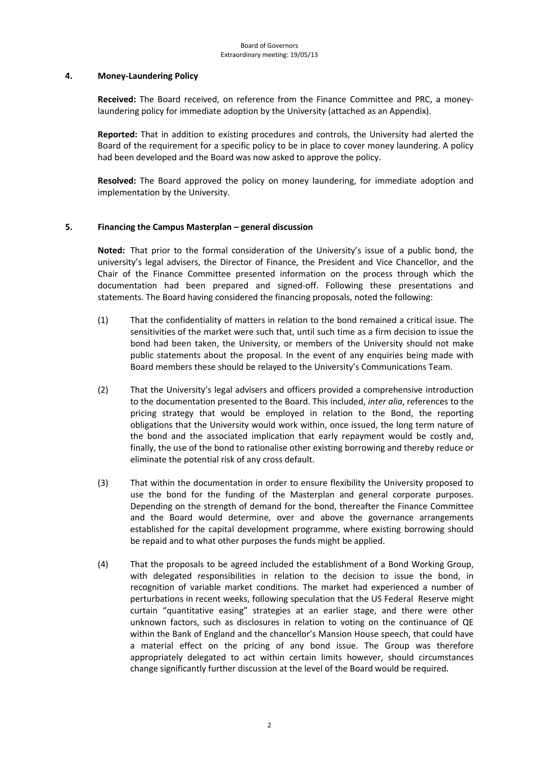## 4. Money-Laundering Policy

**Received:** The Board received, on reference from the Finance Committee and PRC, a money-laundering policy for immediate adoption by the University (attached as an Appendix).

**Reported:** That in addition to existing procedures and controls, the University had alerted the Board of the requirement for a specific policy to be in place to cover money laundering. A policy had been developed and the Board was now asked to approve the policy.

**Resolved:** The Board approved the policy on money laundering, for immediate adoption and implementation by the University.

## 5. Financing the Campus Masterplan – general discussion

**Noted:** That prior to the formal consideration of the University's issue of a public bond, the university's legal advisers, the Director of Finance, the President and Vice Chancellor, and the Chair of the Finance Committee presented information on the process through which the documentation had been prepared and signed-off. Following these presentations and statements. The Board having considered the financing proposals, noted the following:

(1) That the confidentiality of matters in relation to the bond remained a critical issue. The sensitivities of the market were such that, until such time as a firm decision to issue the bond had been taken, the University, or members of the University should not make public statements about the proposal. In the event of any enquiries being made with Board members these should be relayed to the University's Communications Team.

(2) That the University's legal advisers and officers provided a comprehensive introduction to the documentation presented to the Board. This included, *inter alia*, references to the pricing strategy that would be employed in relation to the Bond, the reporting obligations that the University would work within, once issued, the long term nature of the bond and the associated implication that early repayment would be costly and, finally, the use of the bond to rationalise other existing borrowing and thereby reduce or eliminate the potential risk of any cross default.

(3) That within the documentation in order to ensure flexibility the University proposed to use the bond for the funding of the Masterplan and general corporate purposes. Depending on the strength of demand for the bond, thereafter the Finance Committee and the Board would determine, over and above the governance arrangements established for the capital development programme, where existing borrowing should be repaid and to what other purposes the funds might be applied.

(4) That the proposals to be agreed included the establishment of a Bond Working Group, with delegated responsibilities in relation to the decision to issue the bond, in recognition of variable market conditions. The market had experienced a number of perturbations in recent weeks, following speculation that the US Federal Reserve might curtain "quantitative easing" strategies at an earlier stage, and there were other unknown factors, such as disclosures in relation to voting on the continuance of QE within the Bank of England and the chancellor's Mansion House speech, that could have a material effect on the pricing of any bond issue. The Group was therefore appropriately delegated to act within certain limits however, should circumstances change significantly further discussion at the level of the Board would be required.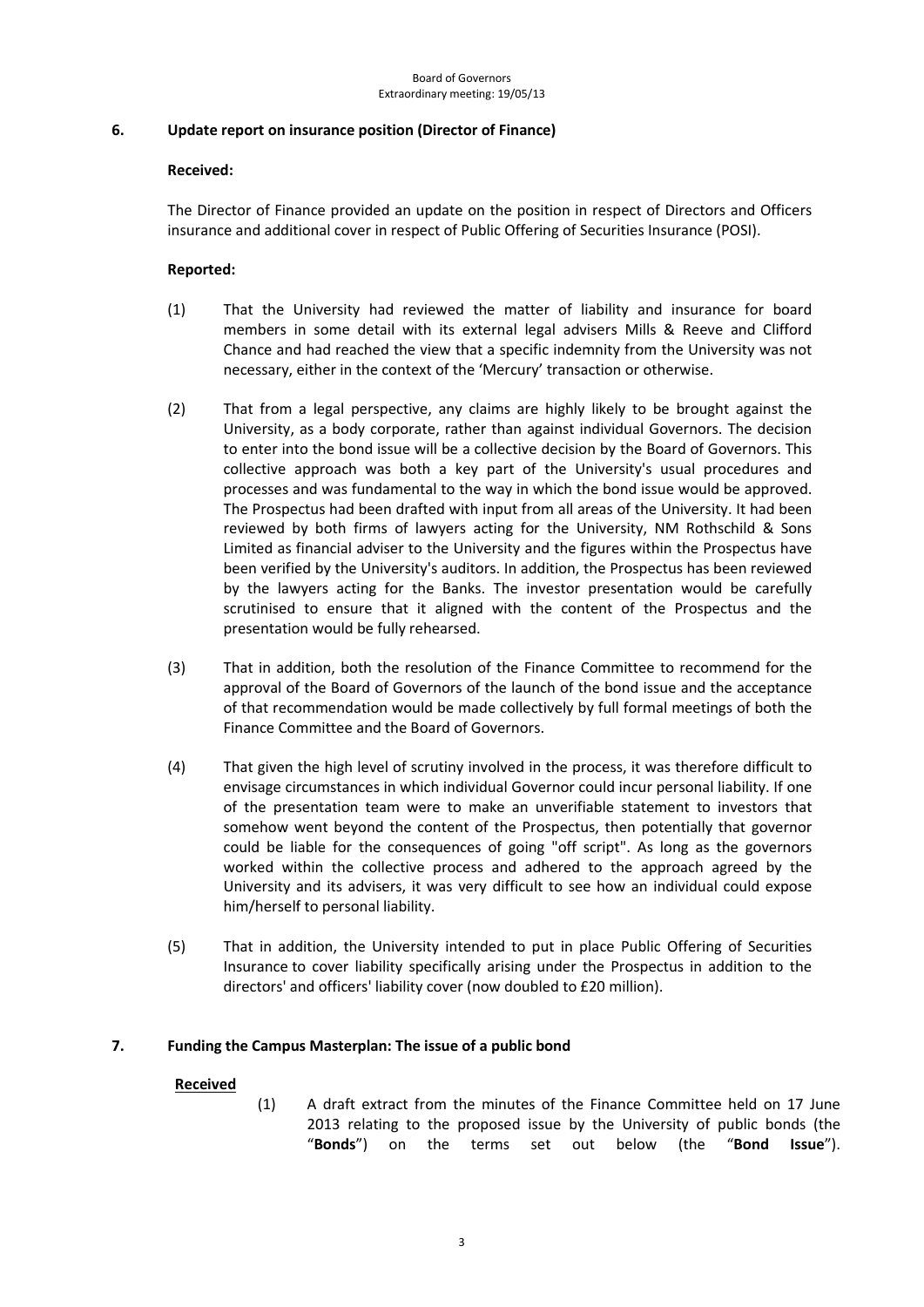## 6. Update report on insurance position (Director of Finance)

**Received:**

The Director of Finance provided an update on the position in respect of Directors and Officers insurance and additional cover in respect of Public Offering of Securities Insurance (POSI).

**Reported:**

(1) That the University had reviewed the matter of liability and insurance for board members in some detail with its external legal advisers Mills & Reeve and Clifford Chance and had reached the view that a specific indemnity from the University was not necessary, either in the context of the 'Mercury' transaction or otherwise.

(2) That from a legal perspective, any claims are highly likely to be brought against the University, as a body corporate, rather than against individual Governors. The decision to enter into the bond issue will be a collective decision by the Board of Governors. This collective approach was both a key part of the University's usual procedures and processes and was fundamental to the way in which the bond issue would be approved. The Prospectus had been drafted with input from all areas of the University. It had been reviewed by both firms of lawyers acting for the University, NM Rothschild & Sons Limited as financial adviser to the University and the figures within the Prospectus have been verified by the University's auditors. In addition, the Prospectus has been reviewed by the lawyers acting for the Banks. The investor presentation would be carefully scrutinised to ensure that it aligned with the content of the Prospectus and the presentation would be fully rehearsed.

(3) That in addition, both the resolution of the Finance Committee to recommend for the approval of the Board of Governors of the launch of the bond issue and the acceptance of that recommendation would be made collectively by full formal meetings of both the Finance Committee and the Board of Governors.

(4) That given the high level of scrutiny involved in the process, it was therefore difficult to envisage circumstances in which individual Governor could incur personal liability. If one of the presentation team were to make an unverifiable statement to investors that somehow went beyond the content of the Prospectus, then potentially that governor could be liable for the consequences of going "off script". As long as the governors worked within the collective process and adhered to the approach agreed by the University and its advisers, it was very difficult to see how an individual could expose him/herself to personal liability.

(5) That in addition, the University intended to put in place Public Offering of Securities Insurance to cover liability specifically arising under the Prospectus in addition to the directors' and officers' liability cover (now doubled to £20 million).

## 7. Funding the Campus Masterplan: The issue of a public bond

**Received**

(1) A draft extract from the minutes of the Finance Committee held on 17 June 2013 relating to the proposed issue by the University of public bonds (the "**Bonds**") on the terms set out below (the "**Bond Issue**").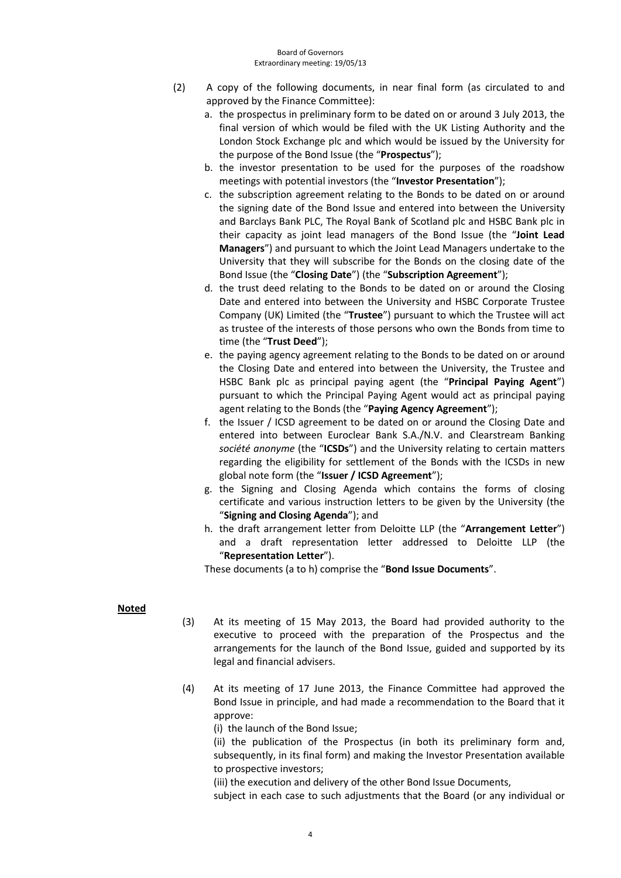(2) A copy of the following documents, in near final form (as circulated to and approved by the Finance Committee):

a. the prospectus in preliminary form to be dated on or around 3 July 2013, the final version of which would be filed with the UK Listing Authority and the London Stock Exchange plc and which would be issued by the University for the purpose of the Bond Issue (the "**Prospectus**");

b. the investor presentation to be used for the purposes of the roadshow meetings with potential investors (the "**Investor Presentation**");

c. the subscription agreement relating to the Bonds to be dated on or around the signing date of the Bond Issue and entered into between the University and Barclays Bank PLC, The Royal Bank of Scotland plc and HSBC Bank plc in their capacity as joint lead managers of the Bond Issue (the "**Joint Lead Managers**") and pursuant to which the Joint Lead Managers undertake to the University that they will subscribe for the Bonds on the closing date of the Bond Issue (the "**Closing Date**") (the "**Subscription Agreement**");

d. the trust deed relating to the Bonds to be dated on or around the Closing Date and entered into between the University and HSBC Corporate Trustee Company (UK) Limited (the "**Trustee**") pursuant to which the Trustee will act as trustee of the interests of those persons who own the Bonds from time to time (the "**Trust Deed**");

e. the paying agency agreement relating to the Bonds to be dated on or around the Closing Date and entered into between the University, the Trustee and HSBC Bank plc as principal paying agent (the "**Principal Paying Agent**") pursuant to which the Principal Paying Agent would act as principal paying agent relating to the Bonds (the "**Paying Agency Agreement**");

f. the Issuer / ICSD agreement to be dated on or around the Closing Date and entered into between Euroclear Bank S.A./N.V. and Clearstream Banking *société anonyme* (the "**ICSDs**") and the University relating to certain matters regarding the eligibility for settlement of the Bonds with the ICSDs in new global note form (the "**Issuer / ICSD Agreement**");

g. the Signing and Closing Agenda which contains the forms of closing certificate and various instruction letters to be given by the University (the "**Signing and Closing Agenda**"); and

h. the draft arrangement letter from Deloitte LLP (the "**Arrangement Letter**") and a draft representation letter addressed to Deloitte LLP (the "**Representation Letter**").

These documents (a to h) comprise the "**Bond Issue Documents**".

**Noted**

(3) At its meeting of 15 May 2013, the Board had provided authority to the executive to proceed with the preparation of the Prospectus and the arrangements for the launch of the Bond Issue, guided and supported by its legal and financial advisers.

(4) At its meeting of 17 June 2013, the Finance Committee had approved the Bond Issue in principle, and had made a recommendation to the Board that it approve:

(i) the launch of the Bond Issue;

(ii) the publication of the Prospectus (in both its preliminary form and, subsequently, in its final form) and making the Investor Presentation available to prospective investors;

(iii) the execution and delivery of the other Bond Issue Documents,

subject in each case to such adjustments that the Board (or any individual or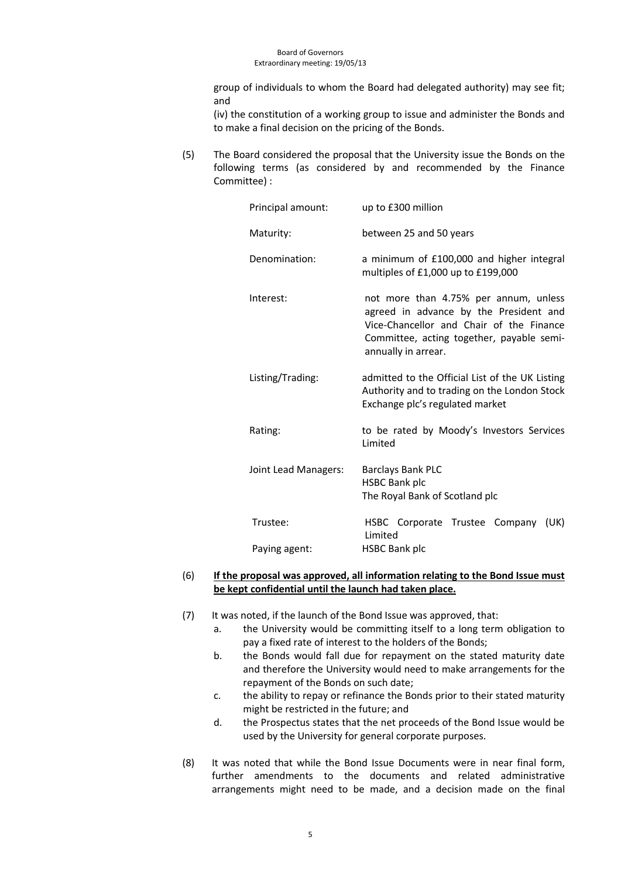group of individuals to whom the Board had delegated authority) may see fit; and

(iv) the constitution of a working group to issue and administer the Bonds and to make a final decision on the pricing of the Bonds.

(5) The Board considered the proposal that the University issue the Bonds on the following terms (as considered by and recommended by the Finance Committee) :

| | |
|---|---|
| Principal amount: | up to £300 million |
| Maturity: | between 25 and 50 years |
| Denomination: | a minimum of £100,000 and higher integral multiples of £1,000 up to £199,000 |
| Interest: | not more than 4.75% per annum, unless agreed in advance by the President and Vice-Chancellor and Chair of the Finance Committee, acting together, payable semi-annually in arrear. |
| Listing/Trading: | admitted to the Official List of the UK Listing Authority and to trading on the London Stock Exchange plc's regulated market |
| Rating: | to be rated by Moody's Investors Services Limited |
| Joint Lead Managers: | Barclays Bank PLC<br>HSBC Bank plc<br>The Royal Bank of Scotland plc |
| Trustee: | HSBC Corporate Trustee Company (UK) Limited |
| Paying agent: | HSBC Bank plc |

(6) **<u>If the proposal was approved, all information relating to the Bond Issue must be kept confidential until the launch had taken place.</u>**

(7) It was noted, if the launch of the Bond Issue was approved, that:

a. the University would be committing itself to a long term obligation to pay a fixed rate of interest to the holders of the Bonds;
b. the Bonds would fall due for repayment on the stated maturity date and therefore the University would need to make arrangements for the repayment of the Bonds on such date;
c. the ability to repay or refinance the Bonds prior to their stated maturity might be restricted in the future; and
d. the Prospectus states that the net proceeds of the Bond Issue would be used by the University for general corporate purposes.

(8) It was noted that while the Bond Issue Documents were in near final form, further amendments to the documents and related administrative arrangements might need to be made, and a decision made on the final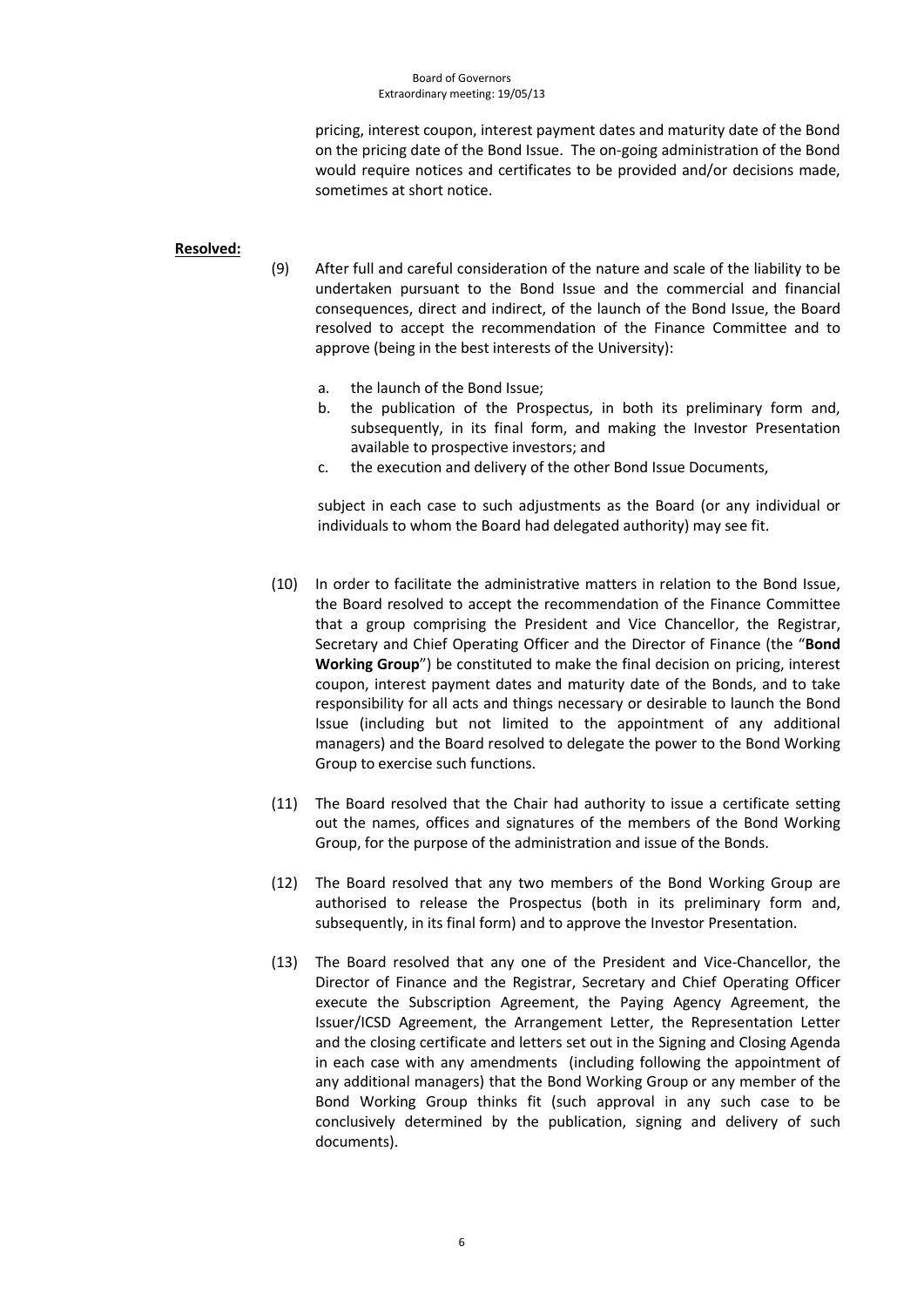pricing, interest coupon, interest payment dates and maturity date of the Bond on the pricing date of the Bond Issue. The on-going administration of the Bond would require notices and certificates to be provided and/or decisions made, sometimes at short notice.

**Resolved:**

(9) After full and careful consideration of the nature and scale of the liability to be undertaken pursuant to the Bond Issue and the commercial and financial consequences, direct and indirect, of the launch of the Bond Issue, the Board resolved to accept the recommendation of the Finance Committee and to approve (being in the best interests of the University):

a. the launch of the Bond Issue;
b. the publication of the Prospectus, in both its preliminary form and, subsequently, in its final form, and making the Investor Presentation available to prospective investors; and
c. the execution and delivery of the other Bond Issue Documents,

subject in each case to such adjustments as the Board (or any individual or individuals to whom the Board had delegated authority) may see fit.

(10) In order to facilitate the administrative matters in relation to the Bond Issue, the Board resolved to accept the recommendation of the Finance Committee that a group comprising the President and Vice Chancellor, the Registrar, Secretary and Chief Operating Officer and the Director of Finance (the "**Bond Working Group**") be constituted to make the final decision on pricing, interest coupon, interest payment dates and maturity date of the Bonds, and to take responsibility for all acts and things necessary or desirable to launch the Bond Issue (including but not limited to the appointment of any additional managers) and the Board resolved to delegate the power to the Bond Working Group to exercise such functions.

(11) The Board resolved that the Chair had authority to issue a certificate setting out the names, offices and signatures of the members of the Bond Working Group, for the purpose of the administration and issue of the Bonds.

(12) The Board resolved that any two members of the Bond Working Group are authorised to release the Prospectus (both in its preliminary form and, subsequently, in its final form) and to approve the Investor Presentation.

(13) The Board resolved that any one of the President and Vice-Chancellor, the Director of Finance and the Registrar, Secretary and Chief Operating Officer execute the Subscription Agreement, the Paying Agency Agreement, the Issuer/ICSD Agreement, the Arrangement Letter, the Representation Letter and the closing certificate and letters set out in the Signing and Closing Agenda in each case with any amendments (including following the appointment of any additional managers) that the Bond Working Group or any member of the Bond Working Group thinks fit (such approval in any such case to be conclusively determined by the publication, signing and delivery of such documents).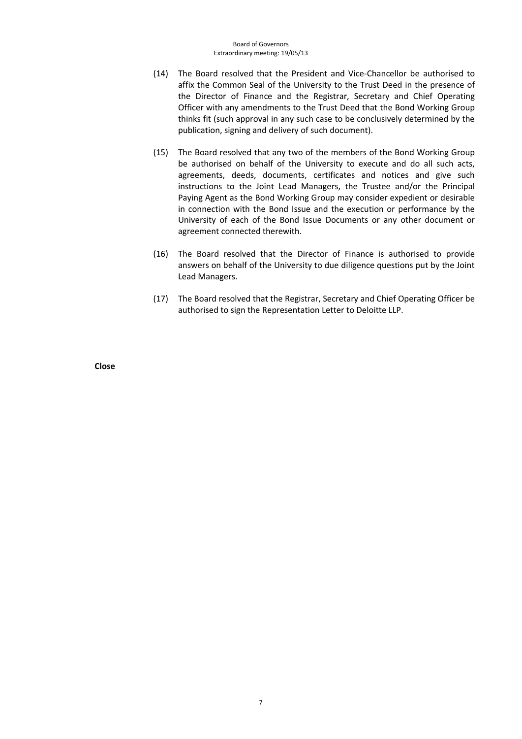(14) The Board resolved that the President and Vice-Chancellor be authorised to affix the Common Seal of the University to the Trust Deed in the presence of the Director of Finance and the Registrar, Secretary and Chief Operating Officer with any amendments to the Trust Deed that the Bond Working Group thinks fit (such approval in any such case to be conclusively determined by the publication, signing and delivery of such document).

(15) The Board resolved that any two of the members of the Bond Working Group be authorised on behalf of the University to execute and do all such acts, agreements, deeds, documents, certificates and notices and give such instructions to the Joint Lead Managers, the Trustee and/or the Principal Paying Agent as the Bond Working Group may consider expedient or desirable in connection with the Bond Issue and the execution or performance by the University of each of the Bond Issue Documents or any other document or agreement connected therewith.

(16) The Board resolved that the Director of Finance is authorised to provide answers on behalf of the University to due diligence questions put by the Joint Lead Managers.

(17) The Board resolved that the Registrar, Secretary and Chief Operating Officer be authorised to sign the Representation Letter to Deloitte LLP.

**Close**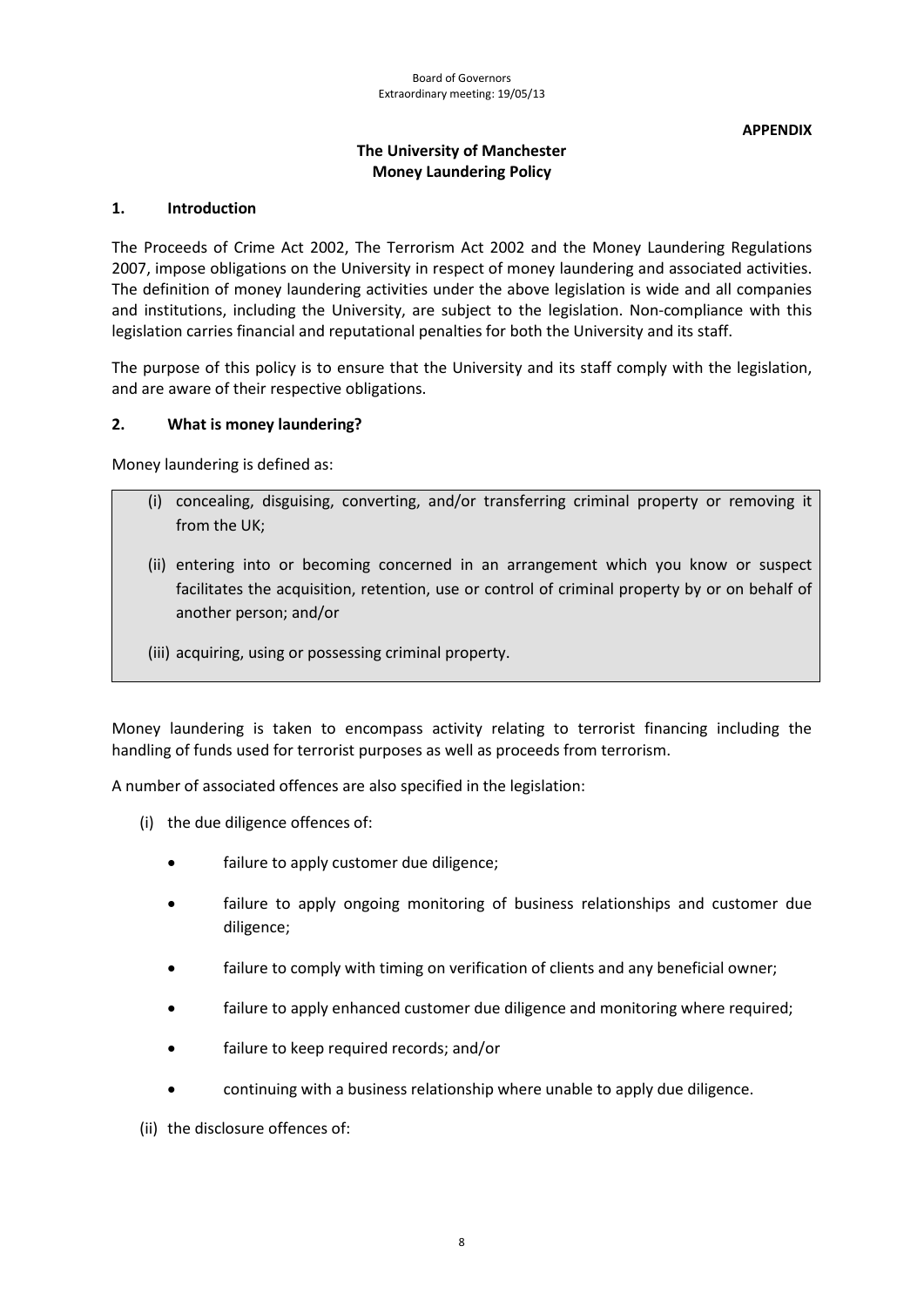**APPENDIX**

# The University of Manchester
# Money Laundering Policy

## 1. Introduction

The Proceeds of Crime Act 2002, The Terrorism Act 2002 and the Money Laundering Regulations 2007, impose obligations on the University in respect of money laundering and associated activities. The definition of money laundering activities under the above legislation is wide and all companies and institutions, including the University, are subject to the legislation. Non-compliance with this legislation carries financial and reputational penalties for both the University and its staff.

The purpose of this policy is to ensure that the University and its staff comply with the legislation, and are aware of their respective obligations.

## 2. What is money laundering?

Money laundering is defined as:

> (i) concealing, disguising, converting, and/or transferring criminal property or removing it from the UK;
>
> (ii) entering into or becoming concerned in an arrangement which you know or suspect facilitates the acquisition, retention, use or control of criminal property by or on behalf of another person; and/or
>
> (iii) acquiring, using or possessing criminal property.

Money laundering is taken to encompass activity relating to terrorist financing including the handling of funds used for terrorist purposes as well as proceeds from terrorism.

A number of associated offences are also specified in the legislation:

(i) the due diligence offences of:

- failure to apply customer due diligence;
- failure to apply ongoing monitoring of business relationships and customer due diligence;
- failure to comply with timing on verification of clients and any beneficial owner;
- failure to apply enhanced customer due diligence and monitoring where required;
- failure to keep required records; and/or
- continuing with a business relationship where unable to apply due diligence.

(ii) the disclosure offences of: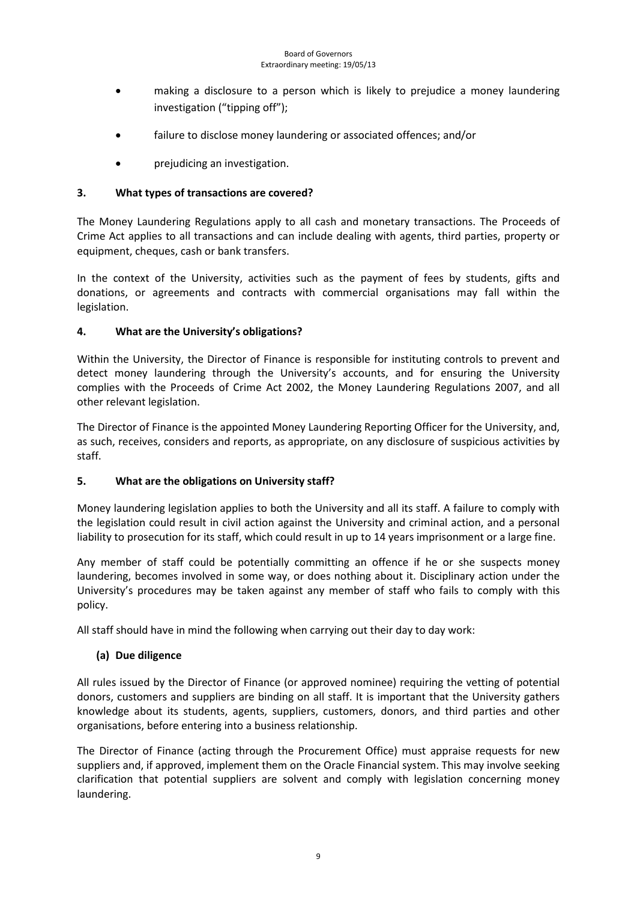- making a disclosure to a person which is likely to prejudice a money laundering investigation ("tipping off");
- failure to disclose money laundering or associated offences; and/or
- prejudicing an investigation.

### 3. What types of transactions are covered?

The Money Laundering Regulations apply to all cash and monetary transactions. The Proceeds of Crime Act applies to all transactions and can include dealing with agents, third parties, property or equipment, cheques, cash or bank transfers.

In the context of the University, activities such as the payment of fees by students, gifts and donations, or agreements and contracts with commercial organisations may fall within the legislation.

### 4. What are the University's obligations?

Within the University, the Director of Finance is responsible for instituting controls to prevent and detect money laundering through the University's accounts, and for ensuring the University complies with the Proceeds of Crime Act 2002, the Money Laundering Regulations 2007, and all other relevant legislation.

The Director of Finance is the appointed Money Laundering Reporting Officer for the University, and, as such, receives, considers and reports, as appropriate, on any disclosure of suspicious activities by staff.

### 5. What are the obligations on University staff?

Money laundering legislation applies to both the University and all its staff. A failure to comply with the legislation could result in civil action against the University and criminal action, and a personal liability to prosecution for its staff, which could result in up to 14 years imprisonment or a large fine.

Any member of staff could be potentially committing an offence if he or she suspects money laundering, becomes involved in some way, or does nothing about it. Disciplinary action under the University's procedures may be taken against any member of staff who fails to comply with this policy.

All staff should have in mind the following when carrying out their day to day work:

#### (a) Due diligence

All rules issued by the Director of Finance (or approved nominee) requiring the vetting of potential donors, customers and suppliers are binding on all staff. It is important that the University gathers knowledge about its students, agents, suppliers, customers, donors, and third parties and other organisations, before entering into a business relationship.

The Director of Finance (acting through the Procurement Office) must appraise requests for new suppliers and, if approved, implement them on the Oracle Financial system. This may involve seeking clarification that potential suppliers are solvent and comply with legislation concerning money laundering.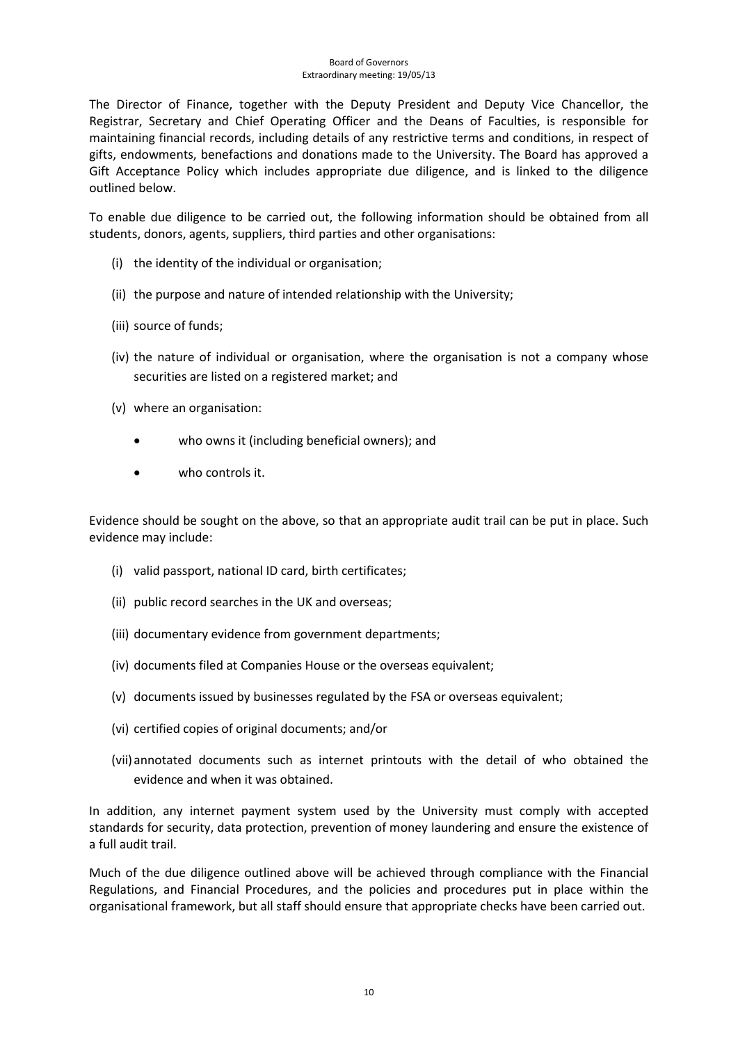The Director of Finance, together with the Deputy President and Deputy Vice Chancellor, the Registrar, Secretary and Chief Operating Officer and the Deans of Faculties, is responsible for maintaining financial records, including details of any restrictive terms and conditions, in respect of gifts, endowments, benefactions and donations made to the University. The Board has approved a Gift Acceptance Policy which includes appropriate due diligence, and is linked to the diligence outlined below.

To enable due diligence to be carried out, the following information should be obtained from all students, donors, agents, suppliers, third parties and other organisations:

(i) the identity of the individual or organisation;

(ii) the purpose and nature of intended relationship with the University;

(iii) source of funds;

(iv) the nature of individual or organisation, where the organisation is not a company whose securities are listed on a registered market; and

(v) where an organisation:

- who owns it (including beneficial owners); and
- who controls it.

Evidence should be sought on the above, so that an appropriate audit trail can be put in place. Such evidence may include:

(i) valid passport, national ID card, birth certificates;

(ii) public record searches in the UK and overseas;

(iii) documentary evidence from government departments;

(iv) documents filed at Companies House or the overseas equivalent;

(v) documents issued by businesses regulated by the FSA or overseas equivalent;

(vi) certified copies of original documents; and/or

(vii) annotated documents such as internet printouts with the detail of who obtained the evidence and when it was obtained.

In addition, any internet payment system used by the University must comply with accepted standards for security, data protection, prevention of money laundering and ensure the existence of a full audit trail.

Much of the due diligence outlined above will be achieved through compliance with the Financial Regulations, and Financial Procedures, and the policies and procedures put in place within the organisational framework, but all staff should ensure that appropriate checks have been carried out.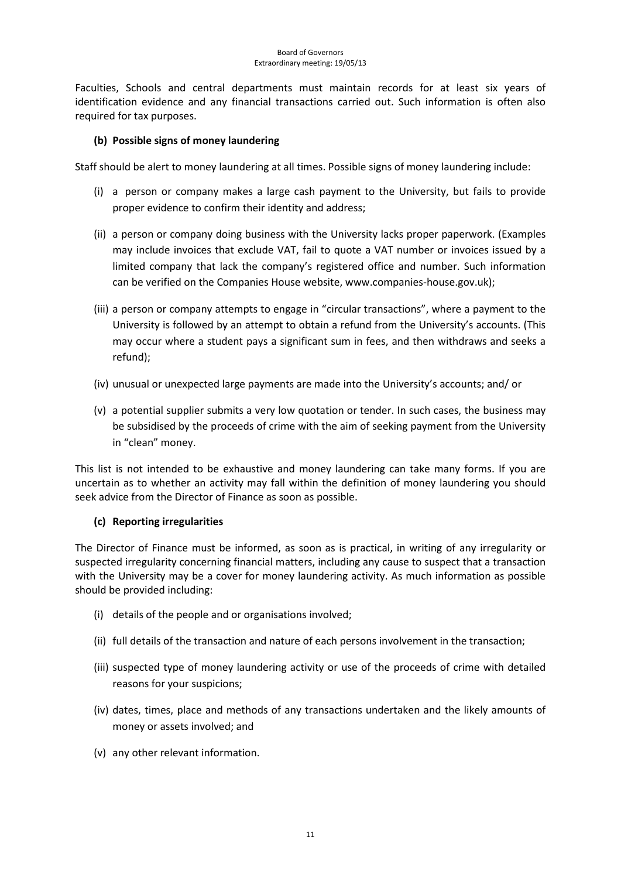Faculties, Schools and central departments must maintain records for at least six years of identification evidence and any financial transactions carried out. Such information is often also required for tax purposes.

**(b) Possible signs of money laundering**

Staff should be alert to money laundering at all times. Possible signs of money laundering include:

(i) a person or company makes a large cash payment to the University, but fails to provide proper evidence to confirm their identity and address;

(ii) a person or company doing business with the University lacks proper paperwork. (Examples may include invoices that exclude VAT, fail to quote a VAT number or invoices issued by a limited company that lack the company's registered office and number. Such information can be verified on the Companies House website, www.companies-house.gov.uk);

(iii) a person or company attempts to engage in "circular transactions", where a payment to the University is followed by an attempt to obtain a refund from the University's accounts. (This may occur where a student pays a significant sum in fees, and then withdraws and seeks a refund);

(iv) unusual or unexpected large payments are made into the University's accounts; and/ or

(v) a potential supplier submits a very low quotation or tender. In such cases, the business may be subsidised by the proceeds of crime with the aim of seeking payment from the University in "clean" money.

This list is not intended to be exhaustive and money laundering can take many forms. If you are uncertain as to whether an activity may fall within the definition of money laundering you should seek advice from the Director of Finance as soon as possible.

**(c) Reporting irregularities**

The Director of Finance must be informed, as soon as is practical, in writing of any irregularity or suspected irregularity concerning financial matters, including any cause to suspect that a transaction with the University may be a cover for money laundering activity. As much information as possible should be provided including:

(i) details of the people and or organisations involved;

(ii) full details of the transaction and nature of each persons involvement in the transaction;

(iii) suspected type of money laundering activity or use of the proceeds of crime with detailed reasons for your suspicions;

(iv) dates, times, place and methods of any transactions undertaken and the likely amounts of money or assets involved; and

(v) any other relevant information.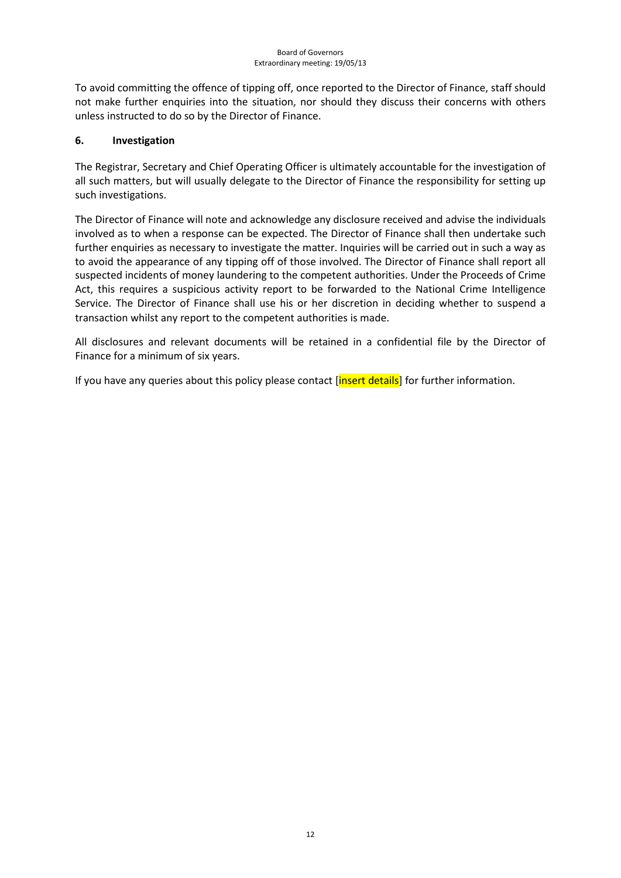To avoid committing the offence of tipping off, once reported to the Director of Finance, staff should not make further enquiries into the situation, nor should they discuss their concerns with others unless instructed to do so by the Director of Finance.

## 6. Investigation

The Registrar, Secretary and Chief Operating Officer is ultimately accountable for the investigation of all such matters, but will usually delegate to the Director of Finance the responsibility for setting up such investigations.

The Director of Finance will note and acknowledge any disclosure received and advise the individuals involved as to when a response can be expected. The Director of Finance shall then undertake such further enquiries as necessary to investigate the matter. Inquiries will be carried out in such a way as to avoid the appearance of any tipping off of those involved. The Director of Finance shall report all suspected incidents of money laundering to the competent authorities. Under the Proceeds of Crime Act, this requires a suspicious activity report to be forwarded to the National Crime Intelligence Service. The Director of Finance shall use his or her discretion in deciding whether to suspend a transaction whilst any report to the competent authorities is made.

All disclosures and relevant documents will be retained in a confidential file by the Director of Finance for a minimum of six years.

If you have any queries about this policy please contact [insert details] for further information.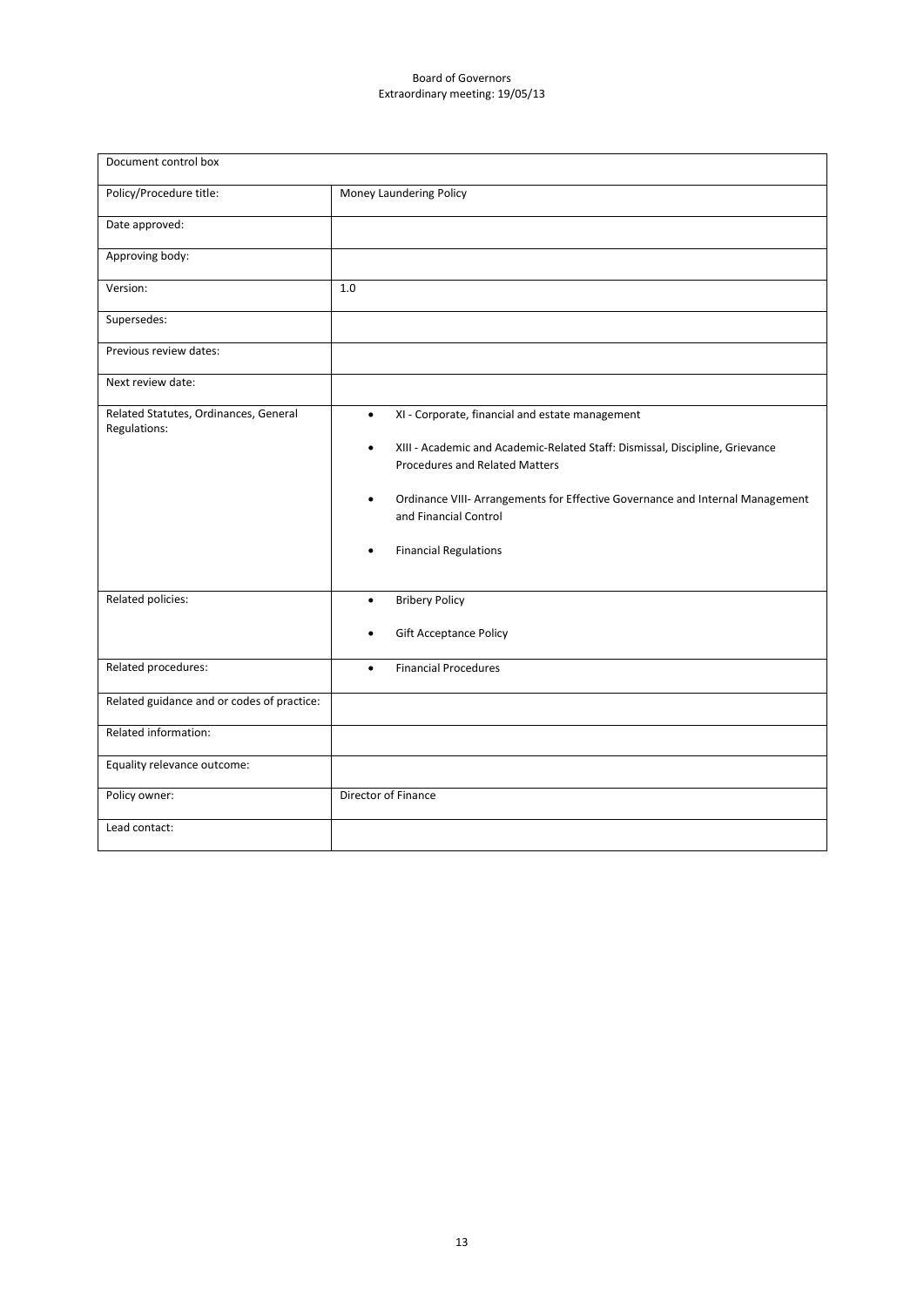| Document control box | |
|---|---|
| Policy/Procedure title: | Money Laundering Policy |
| Date approved: | |
| Approving body: | |
| Version: | 1.0 |
| Supersedes: | |
| Previous review dates: | |
| Next review date: | |
| Related Statutes, Ordinances, General Regulations: | • XI - Corporate, financial and estate management<br>• XIII - Academic and Academic-Related Staff: Dismissal, Discipline, Grievance Procedures and Related Matters<br>• Ordinance VIII- Arrangements for Effective Governance and Internal Management and Financial Control<br>• Financial Regulations |
| Related policies: | • Bribery Policy<br>• Gift Acceptance Policy |
| Related procedures: | • Financial Procedures |
| Related guidance and or codes of practice: | |
| Related information: | |
| Equality relevance outcome: | |
| Policy owner: | Director of Finance |
| Lead contact: | |